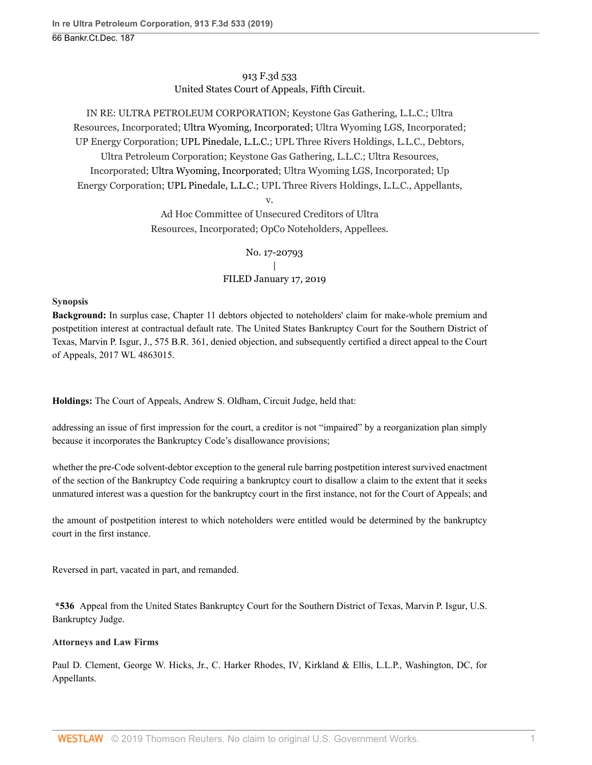913 F.3d 533
United States Court of Appeals, Fifth Circuit.

IN RE: ULTRA PETROLEUM CORPORATION; Keystone Gas Gathering, L.L.C.; Ultra Resources, Incorporated; Ultra Wyoming, Incorporated; Ultra Wyoming LGS, Incorporated; UP Energy Corporation; UPL Pinedale, L.L.C.; UPL Three Rivers Holdings, L.L.C., Debtors, Ultra Petroleum Corporation; Keystone Gas Gathering, L.L.C.; Ultra Resources, Incorporated; Ultra Wyoming, Incorporated; Ultra Wyoming LGS, Incorporated; Up Energy Corporation; UPL Pinedale, L.L.C.; UPL Three Rivers Holdings, L.L.C., Appellants,

v.

Ad Hoc Committee of Unsecured Creditors of Ultra Resources, Incorporated; OpCo Noteholders, Appellees.

No. 17-20793
|
FILED January 17, 2019

**Synopsis**

**Background:** In surplus case, Chapter 11 debtors objected to noteholders' claim for make-whole premium and postpetition interest at contractual default rate. The United States Bankruptcy Court for the Southern District of Texas, Marvin P. Isgur, J., 575 B.R. 361, denied objection, and subsequently certified a direct appeal to the Court of Appeals, 2017 WL 4863015.

**Holdings:** The Court of Appeals, Andrew S. Oldham, Circuit Judge, held that:

addressing an issue of first impression for the court, a creditor is not "impaired" by a reorganization plan simply because it incorporates the Bankruptcy Code's disallowance provisions;

whether the pre-Code solvent-debtor exception to the general rule barring postpetition interest survived enactment of the section of the Bankruptcy Code requiring a bankruptcy court to disallow a claim to the extent that it seeks unmatured interest was a question for the bankruptcy court in the first instance, not for the Court of Appeals; and

the amount of postpetition interest to which noteholders were entitled would be determined by the bankruptcy court in the first instance.

Reversed in part, vacated in part, and remanded.

**\*536** Appeal from the United States Bankruptcy Court for the Southern District of Texas, Marvin P. Isgur, U.S. Bankruptcy Judge.

**Attorneys and Law Firms**

Paul D. Clement, George W. Hicks, Jr., C. Harker Rhodes, IV, Kirkland & Ellis, L.L.P., Washington, DC, for Appellants.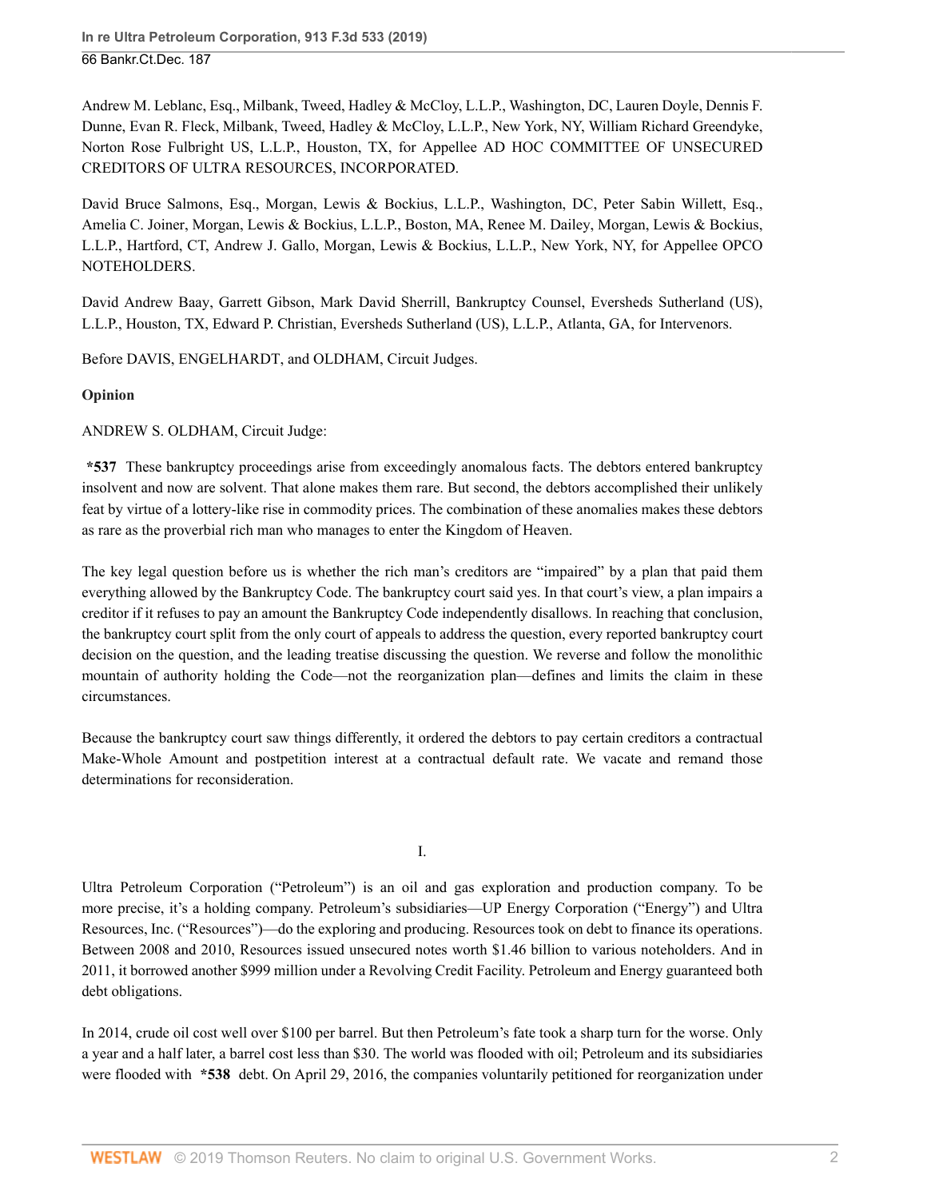Andrew M. Leblanc, Esq., Milbank, Tweed, Hadley & McCloy, L.L.P., Washington, DC, Lauren Doyle, Dennis F. Dunne, Evan R. Fleck, Milbank, Tweed, Hadley & McCloy, L.L.P., New York, NY, William Richard Greendyke, Norton Rose Fulbright US, L.L.P., Houston, TX, for Appellee AD HOC COMMITTEE OF UNSECURED CREDITORS OF ULTRA RESOURCES, INCORPORATED.

David Bruce Salmons, Esq., Morgan, Lewis & Bockius, L.L.P., Washington, DC, Peter Sabin Willett, Esq., Amelia C. Joiner, Morgan, Lewis & Bockius, L.L.P., Boston, MA, Renee M. Dailey, Morgan, Lewis & Bockius, L.L.P., Hartford, CT, Andrew J. Gallo, Morgan, Lewis & Bockius, L.L.P., New York, NY, for Appellee OPCO NOTEHOLDERS.

David Andrew Baay, Garrett Gibson, Mark David Sherrill, Bankruptcy Counsel, Eversheds Sutherland (US), L.L.P., Houston, TX, Edward P. Christian, Eversheds Sutherland (US), L.L.P., Atlanta, GA, for Intervenors.

Before DAVIS, ENGELHARDT, and OLDHAM, Circuit Judges.

**Opinion**

ANDREW S. OLDHAM, Circuit Judge:

**\*537** These bankruptcy proceedings arise from exceedingly anomalous facts. The debtors entered bankruptcy insolvent and now are solvent. That alone makes them rare. But second, the debtors accomplished their unlikely feat by virtue of a lottery-like rise in commodity prices. The combination of these anomalies makes these debtors as rare as the proverbial rich man who manages to enter the Kingdom of Heaven.

The key legal question before us is whether the rich man's creditors are "impaired" by a plan that paid them everything allowed by the Bankruptcy Code. The bankruptcy court said yes. In that court's view, a plan impairs a creditor if it refuses to pay an amount the Bankruptcy Code independently disallows. In reaching that conclusion, the bankruptcy court split from the only court of appeals to address the question, every reported bankruptcy court decision on the question, and the leading treatise discussing the question. We reverse and follow the monolithic mountain of authority holding the Code—not the reorganization plan—defines and limits the claim in these circumstances.

Because the bankruptcy court saw things differently, it ordered the debtors to pay certain creditors a contractual Make-Whole Amount and postpetition interest at a contractual default rate. We vacate and remand those determinations for reconsideration.

## I.

Ultra Petroleum Corporation ("Petroleum") is an oil and gas exploration and production company. To be more precise, it's a holding company. Petroleum's subsidiaries—UP Energy Corporation ("Energy") and Ultra Resources, Inc. ("Resources")—do the exploring and producing. Resources took on debt to finance its operations. Between 2008 and 2010, Resources issued unsecured notes worth $1.46 billion to various noteholders. And in 2011, it borrowed another $999 million under a Revolving Credit Facility. Petroleum and Energy guaranteed both debt obligations.

In 2014, crude oil cost well over $100 per barrel. But then Petroleum's fate took a sharp turn for the worse. Only a year and a half later, a barrel cost less than $30. The world was flooded with oil; Petroleum and its subsidiaries were flooded with **\*538** debt. On April 29, 2016, the companies voluntarily petitioned for reorganization under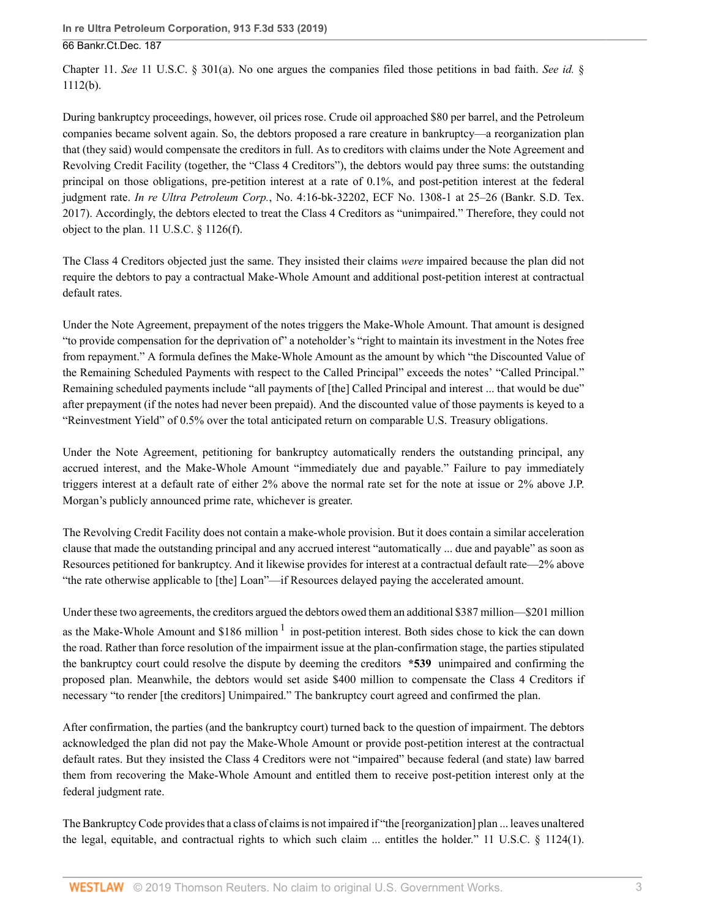Chapter 11. *See* 11 U.S.C. § 301(a). No one argues the companies filed those petitions in bad faith. *See id.* § 1112(b).

During bankruptcy proceedings, however, oil prices rose. Crude oil approached $80 per barrel, and the Petroleum companies became solvent again. So, the debtors proposed a rare creature in bankruptcy—a reorganization plan that (they said) would compensate the creditors in full. As to creditors with claims under the Note Agreement and Revolving Credit Facility (together, the "Class 4 Creditors"), the debtors would pay three sums: the outstanding principal on those obligations, pre-petition interest at a rate of 0.1%, and post-petition interest at the federal judgment rate. *In re Ultra Petroleum Corp.*, No. 4:16-bk-32202, ECF No. 1308-1 at 25–26 (Bankr. S.D. Tex. 2017). Accordingly, the debtors elected to treat the Class 4 Creditors as "unimpaired." Therefore, they could not object to the plan. 11 U.S.C. § 1126(f).

The Class 4 Creditors objected just the same. They insisted their claims *were* impaired because the plan did not require the debtors to pay a contractual Make-Whole Amount and additional post-petition interest at contractual default rates.

Under the Note Agreement, prepayment of the notes triggers the Make-Whole Amount. That amount is designed "to provide compensation for the deprivation of" a noteholder's "right to maintain its investment in the Notes free from repayment." A formula defines the Make-Whole Amount as the amount by which "the Discounted Value of the Remaining Scheduled Payments with respect to the Called Principal" exceeds the notes' "Called Principal." Remaining scheduled payments include "all payments of [the] Called Principal and interest ... that would be due" after prepayment (if the notes had never been prepaid). And the discounted value of those payments is keyed to a "Reinvestment Yield" of 0.5% over the total anticipated return on comparable U.S. Treasury obligations.

Under the Note Agreement, petitioning for bankruptcy automatically renders the outstanding principal, any accrued interest, and the Make-Whole Amount "immediately due and payable." Failure to pay immediately triggers interest at a default rate of either 2% above the normal rate set for the note at issue or 2% above J.P. Morgan's publicly announced prime rate, whichever is greater.

The Revolving Credit Facility does not contain a make-whole provision. But it does contain a similar acceleration clause that made the outstanding principal and any accrued interest "automatically ... due and payable" as soon as Resources petitioned for bankruptcy. And it likewise provides for interest at a contractual default rate—2% above "the rate otherwise applicable to [the] Loan"—if Resources delayed paying the accelerated amount.

Under these two agreements, the creditors argued the debtors owed them an additional $387 million—$201 million as the Make-Whole Amount and $186 million [1] in post-petition interest. Both sides chose to kick the can down the road. Rather than force resolution of the impairment issue at the plan-confirmation stage, the parties stipulated the bankruptcy court could resolve the dispute by deeming the creditors **\*539** unimpaired and confirming the proposed plan. Meanwhile, the debtors would set aside $400 million to compensate the Class 4 Creditors if necessary "to render [the creditors] Unimpaired." The bankruptcy court agreed and confirmed the plan.

After confirmation, the parties (and the bankruptcy court) turned back to the question of impairment. The debtors acknowledged the plan did not pay the Make-Whole Amount or provide post-petition interest at the contractual default rates. But they insisted the Class 4 Creditors were not "impaired" because federal (and state) law barred them from recovering the Make-Whole Amount and entitled them to receive post-petition interest only at the federal judgment rate.

The Bankruptcy Code provides that a class of claims is not impaired if "the [reorganization] plan ... leaves unaltered the legal, equitable, and contractual rights to which such claim ... entitles the holder." 11 U.S.C. § 1124(1).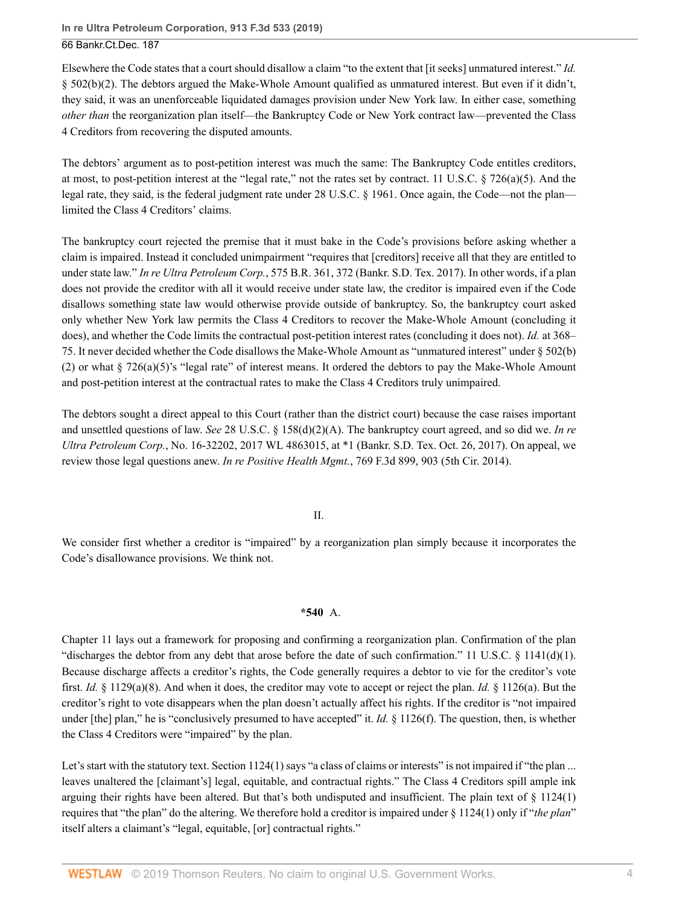Elsewhere the Code states that a court should disallow a claim "to the extent that [it seeks] unmatured interest." *Id.* § 502(b)(2). The debtors argued the Make-Whole Amount qualified as unmatured interest. But even if it didn't, they said, it was an unenforceable liquidated damages provision under New York law. In either case, something *other than* the reorganization plan itself—the Bankruptcy Code or New York contract law—prevented the Class 4 Creditors from recovering the disputed amounts.

The debtors' argument as to post-petition interest was much the same: The Bankruptcy Code entitles creditors, at most, to post-petition interest at the "legal rate," not the rates set by contract. 11 U.S.C. § 726(a)(5). And the legal rate, they said, is the federal judgment rate under 28 U.S.C. § 1961. Once again, the Code—not the plan—limited the Class 4 Creditors' claims.

The bankruptcy court rejected the premise that it must bake in the Code's provisions before asking whether a claim is impaired. Instead it concluded unimpairment "requires that [creditors] receive all that they are entitled to under state law." *In re Ultra Petroleum Corp.*, 575 B.R. 361, 372 (Bankr. S.D. Tex. 2017). In other words, if a plan does not provide the creditor with all it would receive under state law, the creditor is impaired even if the Code disallows something state law would otherwise provide outside of bankruptcy. So, the bankruptcy court asked only whether New York law permits the Class 4 Creditors to recover the Make-Whole Amount (concluding it does), and whether the Code limits the contractual post-petition interest rates (concluding it does not). *Id.* at 368–75. It never decided whether the Code disallows the Make-Whole Amount as "unmatured interest" under § 502(b)(2) or what § 726(a)(5)'s "legal rate" of interest means. It ordered the debtors to pay the Make-Whole Amount and post-petition interest at the contractual rates to make the Class 4 Creditors truly unimpaired.

The debtors sought a direct appeal to this Court (rather than the district court) because the case raises important and unsettled questions of law. *See* 28 U.S.C. § 158(d)(2)(A). The bankruptcy court agreed, and so did we. *In re Ultra Petroleum Corp.*, No. 16-32202, 2017 WL 4863015, at *1 (Bankr. S.D. Tex. Oct. 26, 2017). On appeal, we review those legal questions anew. *In re Positive Health Mgmt.*, 769 F.3d 899, 903 (5th Cir. 2014).

## II.

We consider first whether a creditor is "impaired" by a reorganization plan simply because it incorporates the Code's disallowance provisions. We think not.

### **\*540** A.

Chapter 11 lays out a framework for proposing and confirming a reorganization plan. Confirmation of the plan "discharges the debtor from any debt that arose before the date of such confirmation." 11 U.S.C. § 1141(d)(1). Because discharge affects a creditor's rights, the Code generally requires a debtor to vie for the creditor's vote first. *Id.* § 1129(a)(8). And when it does, the creditor may vote to accept or reject the plan. *Id.* § 1126(a). But the creditor's right to vote disappears when the plan doesn't actually affect his rights. If the creditor is "not impaired under [the] plan," he is "conclusively presumed to have accepted" it. *Id.* § 1126(f). The question, then, is whether the Class 4 Creditors were "impaired" by the plan.

Let's start with the statutory text. Section 1124(1) says "a class of claims or interests" is not impaired if "the plan ... leaves unaltered the [claimant's] legal, equitable, and contractual rights." The Class 4 Creditors spill ample ink arguing their rights have been altered. But that's both undisputed and insufficient. The plain text of § 1124(1) requires that "the plan" do the altering. We therefore hold a creditor is impaired under § 1124(1) only if "*the plan*" itself alters a claimant's "legal, equitable, [or] contractual rights."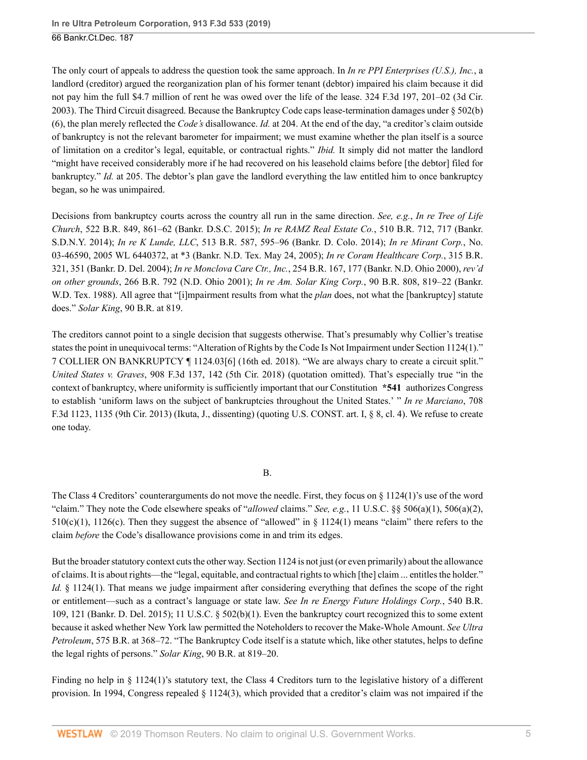The only court of appeals to address the question took the same approach. In *In re PPI Enterprises (U.S.), Inc.*, a landlord (creditor) argued the reorganization plan of his former tenant (debtor) impaired his claim because it did not pay him the full $4.7 million of rent he was owed over the life of the lease. 324 F.3d 197, 201–02 (3d Cir. 2003). The Third Circuit disagreed. Because the Bankruptcy Code caps lease-termination damages under § 502(b)(6), the plan merely reflected the *Code's* disallowance. *Id.* at 204. At the end of the day, "a creditor's claim outside of bankruptcy is not the relevant barometer for impairment; we must examine whether the plan itself is a source of limitation on a creditor's legal, equitable, or contractual rights." *Ibid.* It simply did not matter the landlord "might have received considerably more if he had recovered on his leasehold claims before [the debtor] filed for bankruptcy." *Id.* at 205. The debtor's plan gave the landlord everything the law entitled him to once bankruptcy began, so he was unimpaired.

Decisions from bankruptcy courts across the country all run in the same direction. *See, e.g.*, *In re Tree of Life Church*, 522 B.R. 849, 861–62 (Bankr. D.S.C. 2015); *In re RAMZ Real Estate Co.*, 510 B.R. 712, 717 (Bankr. S.D.N.Y. 2014); *In re K Lunde, LLC*, 513 B.R. 587, 595–96 (Bankr. D. Colo. 2014); *In re Mirant Corp.*, No. 03-46590, 2005 WL 6440372, at *3 (Bankr. N.D. Tex. May 24, 2005); *In re Coram Healthcare Corp.*, 315 B.R. 321, 351 (Bankr. D. Del. 2004); *In re Monclova Care Ctr., Inc.*, 254 B.R. 167, 177 (Bankr. N.D. Ohio 2000), *rev'd on other grounds*, 266 B.R. 792 (N.D. Ohio 2001); *In re Am. Solar King Corp.*, 90 B.R. 808, 819–22 (Bankr. W.D. Tex. 1988). All agree that "[i]mpairment results from what the *plan* does, not what the [bankruptcy] statute does." *Solar King*, 90 B.R. at 819.

The creditors cannot point to a single decision that suggests otherwise. That's presumably why Collier's treatise states the point in unequivocal terms: "Alteration of Rights by the Code Is Not Impairment under Section 1124(1)." 7 COLLIER ON BANKRUPTCY ¶ 1124.03[6] (16th ed. 2018). "We are always chary to create a circuit split." *United States v. Graves*, 908 F.3d 137, 142 (5th Cir. 2018) (quotation omitted). That's especially true "in the context of bankruptcy, where uniformity is sufficiently important that our Constitution **\*541** authorizes Congress to establish 'uniform laws on the subject of bankruptcies throughout the United States.' " *In re Marciano*, 708 F.3d 1123, 1135 (9th Cir. 2013) (Ikuta, J., dissenting) (quoting U.S. CONST. art. I, § 8, cl. 4). We refuse to create one today.

B.

The Class 4 Creditors' counterarguments do not move the needle. First, they focus on § 1124(1)'s use of the word "claim." They note the Code elsewhere speaks of "*allowed* claims." *See, e.g.*, 11 U.S.C. §§ 506(a)(1), 506(a)(2), 510(c)(1), 1126(c). Then they suggest the absence of "allowed" in § 1124(1) means "claim" there refers to the claim *before* the Code's disallowance provisions come in and trim its edges.

But the broader statutory context cuts the other way. Section 1124 is not just (or even primarily) about the allowance of claims. It is about rights—the "legal, equitable, and contractual rights to which [the] claim ... entitles the holder." *Id.* § 1124(1). That means we judge impairment after considering everything that defines the scope of the right or entitlement—such as a contract's language or state law. *See In re Energy Future Holdings Corp.*, 540 B.R. 109, 121 (Bankr. D. Del. 2015); 11 U.S.C. § 502(b)(1). Even the bankruptcy court recognized this to some extent because it asked whether New York law permitted the Noteholders to recover the Make-Whole Amount. *See Ultra Petroleum*, 575 B.R. at 368–72. "The Bankruptcy Code itself is a statute which, like other statutes, helps to define the legal rights of persons." *Solar King*, 90 B.R. at 819–20.

Finding no help in § 1124(1)'s statutory text, the Class 4 Creditors turn to the legislative history of a different provision. In 1994, Congress repealed § 1124(3), which provided that a creditor's claim was not impaired if the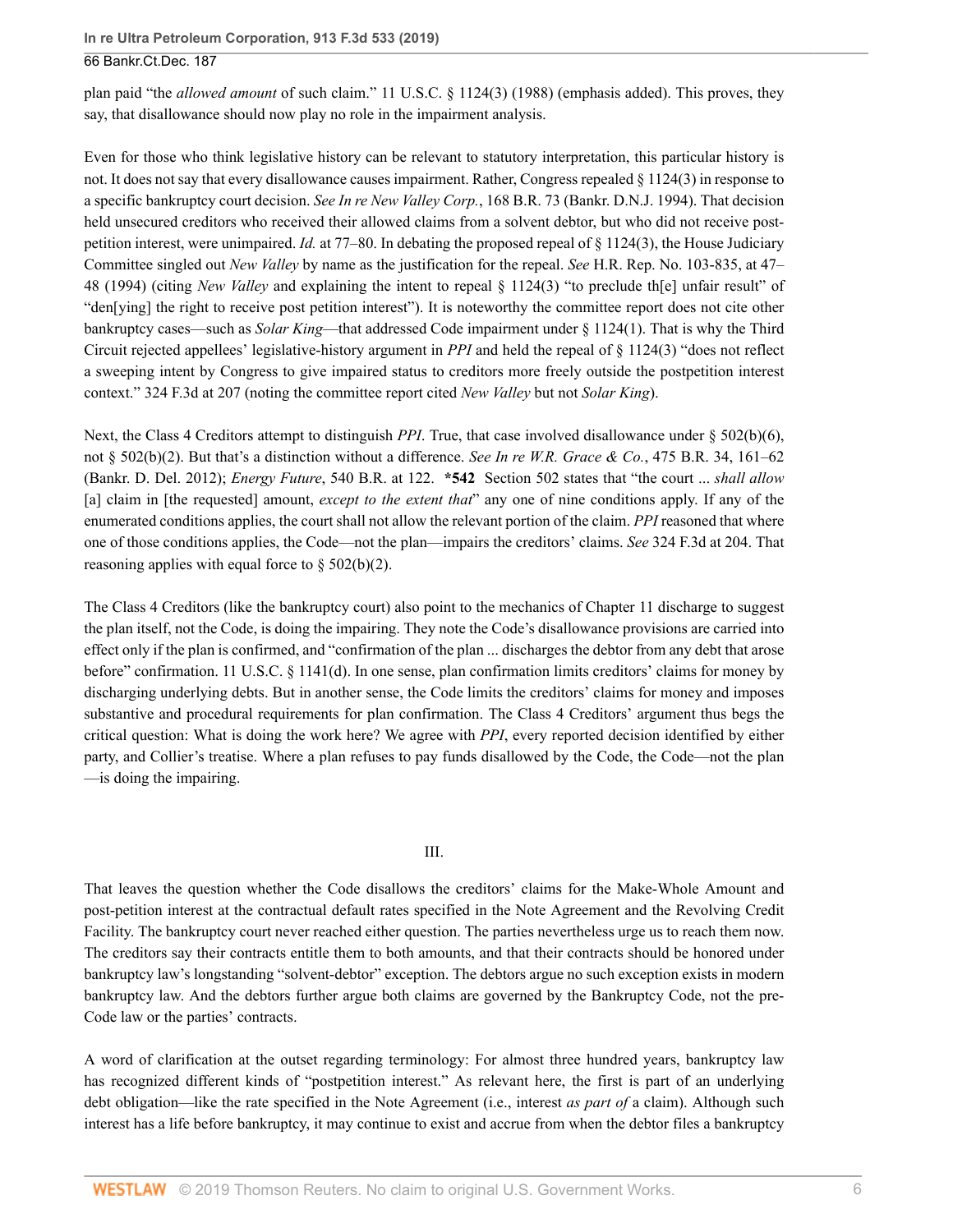plan paid "the *allowed amount* of such claim." 11 U.S.C. § 1124(3) (1988) (emphasis added). This proves, they say, that disallowance should now play no role in the impairment analysis.

Even for those who think legislative history can be relevant to statutory interpretation, this particular history is not. It does not say that every disallowance causes impairment. Rather, Congress repealed § 1124(3) in response to a specific bankruptcy court decision. *See In re New Valley Corp.*, 168 B.R. 73 (Bankr. D.N.J. 1994). That decision held unsecured creditors who received their allowed claims from a solvent debtor, but who did not receive post-petition interest, were unimpaired. *Id.* at 77–80. In debating the proposed repeal of § 1124(3), the House Judiciary Committee singled out *New Valley* by name as the justification for the repeal. *See* H.R. Rep. No. 103-835, at 47–48 (1994) (citing *New Valley* and explaining the intent to repeal § 1124(3) "to preclude th[e] unfair result" of "den[ying] the right to receive post petition interest"). It is noteworthy the committee report does not cite other bankruptcy cases—such as *Solar King*—that addressed Code impairment under § 1124(1). That is why the Third Circuit rejected appellees' legislative-history argument in *PPI* and held the repeal of § 1124(3) "does not reflect a sweeping intent by Congress to give impaired status to creditors more freely outside the postpetition interest context." 324 F.3d at 207 (noting the committee report cited *New Valley* but not *Solar King*).

Next, the Class 4 Creditors attempt to distinguish *PPI*. True, that case involved disallowance under § 502(b)(6), not § 502(b)(2). But that's a distinction without a difference. *See In re W.R. Grace & Co.*, 475 B.R. 34, 161–62 (Bankr. D. Del. 2012); *Energy Future*, 540 B.R. at 122. **\*542** Section 502 states that "the court ... *shall allow* [a] claim in [the requested] amount, *except to the extent that*" any one of nine conditions apply. If any of the enumerated conditions applies, the court shall not allow the relevant portion of the claim. *PPI* reasoned that where one of those conditions applies, the Code—not the plan—impairs the creditors' claims. *See* 324 F.3d at 204. That reasoning applies with equal force to § 502(b)(2).

The Class 4 Creditors (like the bankruptcy court) also point to the mechanics of Chapter 11 discharge to suggest the plan itself, not the Code, is doing the impairing. They note the Code's disallowance provisions are carried into effect only if the plan is confirmed, and "confirmation of the plan ... discharges the debtor from any debt that arose before" confirmation. 11 U.S.C. § 1141(d). In one sense, plan confirmation limits creditors' claims for money by discharging underlying debts. But in another sense, the Code limits the creditors' claims for money and imposes substantive and procedural requirements for plan confirmation. The Class 4 Creditors' argument thus begs the critical question: What is doing the work here? We agree with *PPI*, every reported decision identified by either party, and Collier's treatise. Where a plan refuses to pay funds disallowed by the Code, the Code—not the plan—is doing the impairing.

## III.

That leaves the question whether the Code disallows the creditors' claims for the Make-Whole Amount and post-petition interest at the contractual default rates specified in the Note Agreement and the Revolving Credit Facility. The bankruptcy court never reached either question. The parties nevertheless urge us to reach them now. The creditors say their contracts entitle them to both amounts, and that their contracts should be honored under bankruptcy law's longstanding "solvent-debtor" exception. The debtors argue no such exception exists in modern bankruptcy law. And the debtors further argue both claims are governed by the Bankruptcy Code, not the pre-Code law or the parties' contracts.

A word of clarification at the outset regarding terminology: For almost three hundred years, bankruptcy law has recognized different kinds of "postpetition interest." As relevant here, the first is part of an underlying debt obligation—like the rate specified in the Note Agreement (i.e., interest *as part of* a claim). Although such interest has a life before bankruptcy, it may continue to exist and accrue from when the debtor files a bankruptcy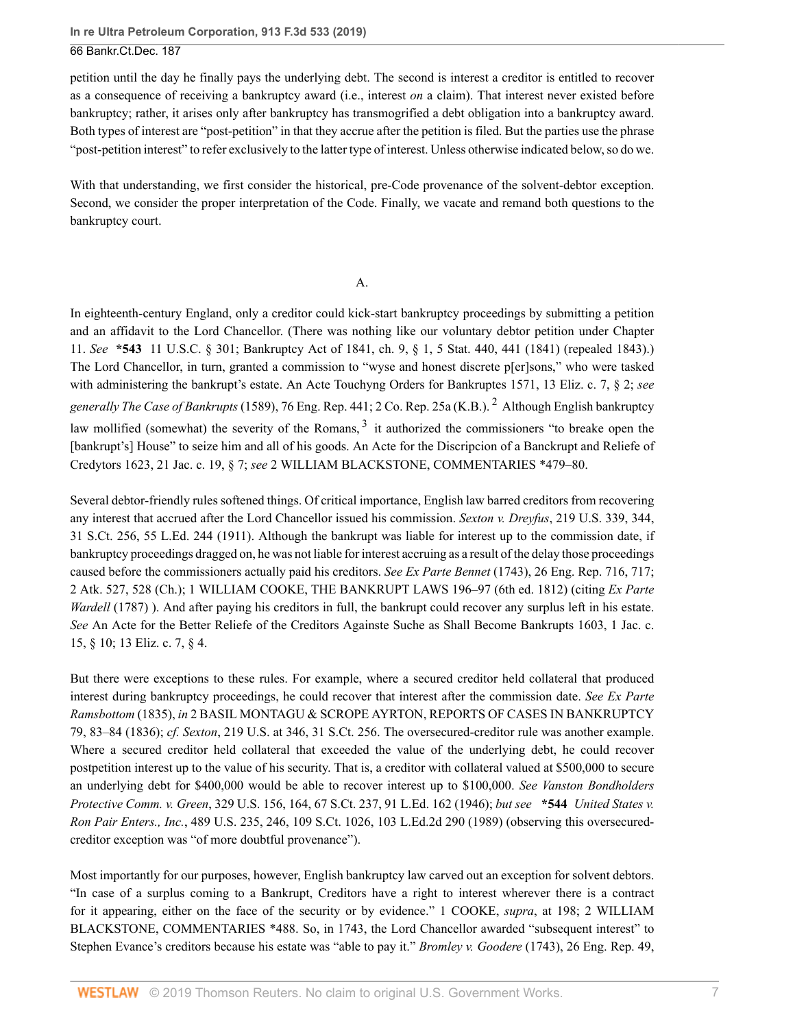petition until the day he finally pays the underlying debt. The second is interest a creditor is entitled to recover as a consequence of receiving a bankruptcy award (i.e., interest *on* a claim). That interest never existed before bankruptcy; rather, it arises only after bankruptcy has transmogrified a debt obligation into a bankruptcy award. Both types of interest are "post-petition" in that they accrue after the petition is filed. But the parties use the phrase "post-petition interest" to refer exclusively to the latter type of interest. Unless otherwise indicated below, so do we.

With that understanding, we first consider the historical, pre-Code provenance of the solvent-debtor exception. Second, we consider the proper interpretation of the Code. Finally, we vacate and remand both questions to the bankruptcy court.

### A.

In eighteenth-century England, only a creditor could kick-start bankruptcy proceedings by submitting a petition and an affidavit to the Lord Chancellor. (There was nothing like our voluntary debtor petition under Chapter 11. *See* **\*543** 11 U.S.C. § 301; Bankruptcy Act of 1841, ch. 9, § 1, 5 Stat. 440, 441 (1841) (repealed 1843).) The Lord Chancellor, in turn, granted a commission to "wyse and honest discrete p[er]sons," who were tasked with administering the bankrupt's estate. An Acte Touchyng Orders for Bankruptes 1571, 13 Eliz. c. 7, § 2; *see generally The Case of Bankrupts* (1589), 76 Eng. Rep. 441; 2 Co. Rep. 25a (K.B.).[2] Although English bankruptcy law mollified (somewhat) the severity of the Romans,[3] it authorized the commissioners "to breake open the [bankrupt's] House" to seize him and all of his goods. An Acte for the Discripcion of a Banckrupt and Reliefe of Credytors 1623, 21 Jac. c. 19, § 7; *see* 2 WILLIAM BLACKSTONE, COMMENTARIES \*479–80.

Several debtor-friendly rules softened things. Of critical importance, English law barred creditors from recovering any interest that accrued after the Lord Chancellor issued his commission. *Sexton v. Dreyfus*, 219 U.S. 339, 344, 31 S.Ct. 256, 55 L.Ed. 244 (1911). Although the bankrupt was liable for interest up to the commission date, if bankruptcy proceedings dragged on, he was not liable for interest accruing as a result of the delay those proceedings caused before the commissioners actually paid his creditors. *See Ex Parte Bennet* (1743), 26 Eng. Rep. 716, 717; 2 Atk. 527, 528 (Ch.); 1 WILLIAM COOKE, THE BANKRUPT LAWS 196–97 (6th ed. 1812) (citing *Ex Parte Wardell* (1787) ). And after paying his creditors in full, the bankrupt could recover any surplus left in his estate. *See* An Acte for the Better Reliefe of the Creditors Againste Suche as Shall Become Bankrupts 1603, 1 Jac. c. 15, § 10; 13 Eliz. c. 7, § 4.

But there were exceptions to these rules. For example, where a secured creditor held collateral that produced interest during bankruptcy proceedings, he could recover that interest after the commission date. *See Ex Parte Ramsbottom* (1835), *in* 2 BASIL MONTAGU & SCROPE AYRTON, REPORTS OF CASES IN BANKRUPTCY 79, 83–84 (1836); *cf. Sexton*, 219 U.S. at 346, 31 S.Ct. 256. The oversecured-creditor rule was another example. Where a secured creditor held collateral that exceeded the value of the underlying debt, he could recover postpetition interest up to the value of his security. That is, a creditor with collateral valued at $500,000 to secure an underlying debt for $400,000 would be able to recover interest up to $100,000. *See Vanston Bondholders Protective Comm. v. Green*, 329 U.S. 156, 164, 67 S.Ct. 237, 91 L.Ed. 162 (1946); *but see* **\*544** *United States v. Ron Pair Enters., Inc.*, 489 U.S. 235, 246, 109 S.Ct. 1026, 103 L.Ed.2d 290 (1989) (observing this oversecured-creditor exception was "of more doubtful provenance").

Most importantly for our purposes, however, English bankruptcy law carved out an exception for solvent debtors. "In case of a surplus coming to a Bankrupt, Creditors have a right to interest wherever there is a contract for it appearing, either on the face of the security or by evidence." 1 COOKE, *supra*, at 198; 2 WILLIAM BLACKSTONE, COMMENTARIES \*488. So, in 1743, the Lord Chancellor awarded "subsequent interest" to Stephen Evance's creditors because his estate was "able to pay it." *Bromley v. Goodere* (1743), 26 Eng. Rep. 49,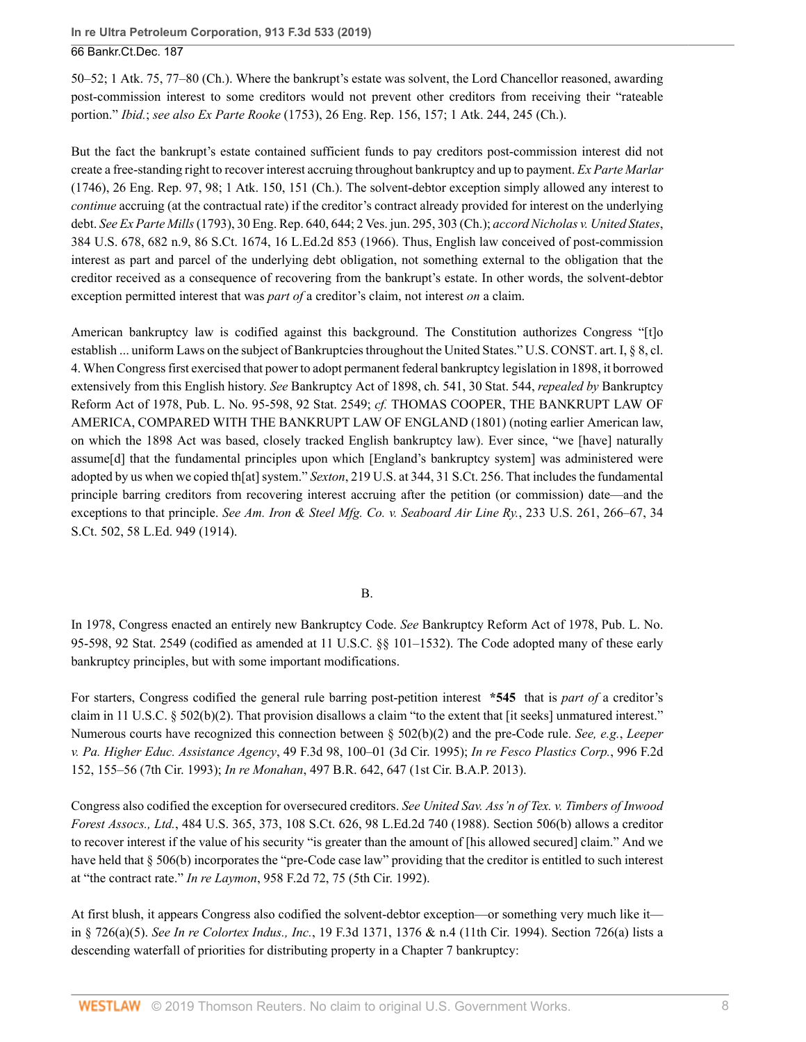50–52; 1 Atk. 75, 77–80 (Ch.). Where the bankrupt's estate was solvent, the Lord Chancellor reasoned, awarding post-commission interest to some creditors would not prevent other creditors from receiving their "rateable portion." *Ibid.*; *see also Ex Parte Rooke* (1753), 26 Eng. Rep. 156, 157; 1 Atk. 244, 245 (Ch.).

But the fact the bankrupt's estate contained sufficient funds to pay creditors post-commission interest did not create a free-standing right to recover interest accruing throughout bankruptcy and up to payment. *Ex Parte Marlar* (1746), 26 Eng. Rep. 97, 98; 1 Atk. 150, 151 (Ch.). The solvent-debtor exception simply allowed any interest to *continue* accruing (at the contractual rate) if the creditor's contract already provided for interest on the underlying debt. *See Ex Parte Mills* (1793), 30 Eng. Rep. 640, 644; 2 Ves. jun. 295, 303 (Ch.); *accord Nicholas v. United States*, 384 U.S. 678, 682 n.9, 86 S.Ct. 1674, 16 L.Ed.2d 853 (1966). Thus, English law conceived of post-commission interest as part and parcel of the underlying debt obligation, not something external to the obligation that the creditor received as a consequence of recovering from the bankrupt's estate. In other words, the solvent-debtor exception permitted interest that was *part of* a creditor's claim, not interest *on* a claim.

American bankruptcy law is codified against this background. The Constitution authorizes Congress "[t]o establish ... uniform Laws on the subject of Bankruptcies throughout the United States." U.S. CONST. art. I, § 8, cl. 4. When Congress first exercised that power to adopt permanent federal bankruptcy legislation in 1898, it borrowed extensively from this English history. *See* Bankruptcy Act of 1898, ch. 541, 30 Stat. 544, *repealed by* Bankruptcy Reform Act of 1978, Pub. L. No. 95-598, 92 Stat. 2549; *cf.* THOMAS COOPER, THE BANKRUPT LAW OF AMERICA, COMPARED WITH THE BANKRUPT LAW OF ENGLAND (1801) (noting earlier American law, on which the 1898 Act was based, closely tracked English bankruptcy law). Ever since, "we [have] naturally assume[d] that the fundamental principles upon which [England's bankruptcy system] was administered were adopted by us when we copied th[at] system." *Sexton*, 219 U.S. at 344, 31 S.Ct. 256. That includes the fundamental principle barring creditors from recovering interest accruing after the petition (or commission) date—and the exceptions to that principle. *See Am. Iron & Steel Mfg. Co. v. Seaboard Air Line Ry.*, 233 U.S. 261, 266–67, 34 S.Ct. 502, 58 L.Ed. 949 (1914).

## B.

In 1978, Congress enacted an entirely new Bankruptcy Code. *See* Bankruptcy Reform Act of 1978, Pub. L. No. 95-598, 92 Stat. 2549 (codified as amended at 11 U.S.C. §§ 101–1532). The Code adopted many of these early bankruptcy principles, but with some important modifications.

For starters, Congress codified the general rule barring post-petition interest **\*545** that is *part of* a creditor's claim in 11 U.S.C. § 502(b)(2). That provision disallows a claim "to the extent that [it seeks] unmatured interest." Numerous courts have recognized this connection between § 502(b)(2) and the pre-Code rule. *See, e.g.*, *Leeper v. Pa. Higher Educ. Assistance Agency*, 49 F.3d 98, 100–01 (3d Cir. 1995); *In re Fesco Plastics Corp.*, 996 F.2d 152, 155–56 (7th Cir. 1993); *In re Monahan*, 497 B.R. 642, 647 (1st Cir. B.A.P. 2013).

Congress also codified the exception for oversecured creditors. *See United Sav. Ass'n of Tex. v. Timbers of Inwood Forest Assocs., Ltd.*, 484 U.S. 365, 373, 108 S.Ct. 626, 98 L.Ed.2d 740 (1988). Section 506(b) allows a creditor to recover interest if the value of his security "is greater than the amount of [his allowed secured] claim." And we have held that § 506(b) incorporates the "pre-Code case law" providing that the creditor is entitled to such interest at "the contract rate." *In re Laymon*, 958 F.2d 72, 75 (5th Cir. 1992).

At first blush, it appears Congress also codified the solvent-debtor exception—or something very much like it—in § 726(a)(5). *See In re Colortex Indus., Inc.*, 19 F.3d 1371, 1376 & n.4 (11th Cir. 1994). Section 726(a) lists a descending waterfall of priorities for distributing property in a Chapter 7 bankruptcy: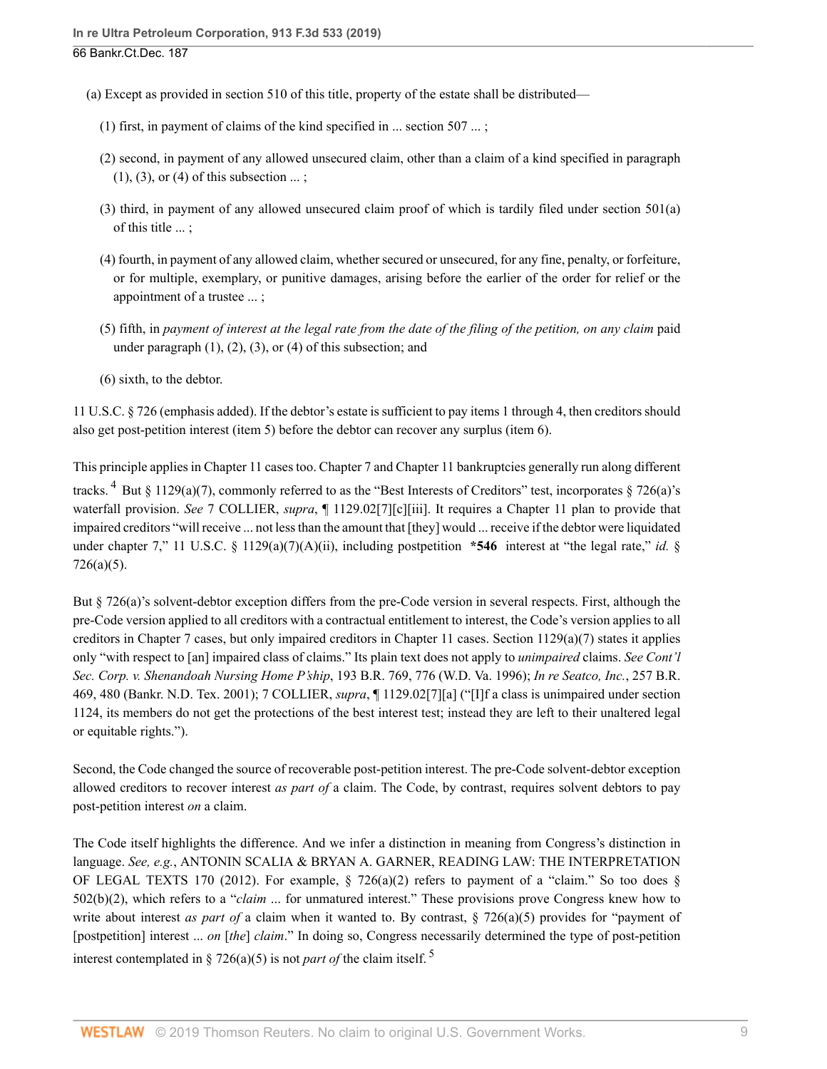(a) Except as provided in section 510 of this title, property of the estate shall be distributed—

(1) first, in payment of claims of the kind specified in ... section 507 ... ;

(2) second, in payment of any allowed unsecured claim, other than a claim of a kind specified in paragraph (1), (3), or (4) of this subsection ... ;

(3) third, in payment of any allowed unsecured claim proof of which is tardily filed under section 501(a) of this title ... ;

(4) fourth, in payment of any allowed claim, whether secured or unsecured, for any fine, penalty, or forfeiture, or for multiple, exemplary, or punitive damages, arising before the earlier of the order for relief or the appointment of a trustee ... ;

(5) fifth, in *payment of interest at the legal rate from the date of the filing of the petition, on any claim* paid under paragraph (1), (2), (3), or (4) of this subsection; and

(6) sixth, to the debtor.

11 U.S.C. § 726 (emphasis added). If the debtor's estate is sufficient to pay items 1 through 4, then creditors should also get post-petition interest (item 5) before the debtor can recover any surplus (item 6).

This principle applies in Chapter 11 cases too. Chapter 7 and Chapter 11 bankruptcies generally run along different tracks.[4] But § 1129(a)(7), commonly referred to as the "Best Interests of Creditors" test, incorporates § 726(a)'s waterfall provision. *See* 7 COLLIER, *supra*, ¶ 1129.02[7][c][iii]. It requires a Chapter 11 plan to provide that impaired creditors "will receive ... not less than the amount that [they] would ... receive if the debtor were liquidated under chapter 7," 11 U.S.C. § 1129(a)(7)(A)(ii), including postpetition **\*546** interest at "the legal rate," *id.* § 726(a)(5).

But § 726(a)'s solvent-debtor exception differs from the pre-Code version in several respects. First, although the pre-Code version applied to all creditors with a contractual entitlement to interest, the Code's version applies to all creditors in Chapter 7 cases, but only impaired creditors in Chapter 11 cases. Section 1129(a)(7) states it applies only "with respect to [an] impaired class of claims." Its plain text does not apply to *unimpaired* claims. *See Cont'l Sec. Corp. v. Shenandoah Nursing Home P'ship*, 193 B.R. 769, 776 (W.D. Va. 1996); *In re Seatco, Inc.*, 257 B.R. 469, 480 (Bankr. N.D. Tex. 2001); 7 COLLIER, *supra*, ¶ 1129.02[7][a] ("[I]f a class is unimpaired under section 1124, its members do not get the protections of the best interest test; instead they are left to their unaltered legal or equitable rights.").

Second, the Code changed the source of recoverable post-petition interest. The pre-Code solvent-debtor exception allowed creditors to recover interest *as part of* a claim. The Code, by contrast, requires solvent debtors to pay post-petition interest *on* a claim.

The Code itself highlights the difference. And we infer a distinction in meaning from Congress's distinction in language. *See, e.g.*, ANTONIN SCALIA & BRYAN A. GARNER, READING LAW: THE INTERPRETATION OF LEGAL TEXTS 170 (2012). For example, § 726(a)(2) refers to payment of a "claim." So too does § 502(b)(2), which refers to a "*claim* ... for unmatured interest." These provisions prove Congress knew how to write about interest *as part of* a claim when it wanted to. By contrast, § 726(a)(5) provides for "payment of [postpetition] interest ... *on* [*the*] *claim*." In doing so, Congress necessarily determined the type of post-petition interest contemplated in § 726(a)(5) is not *part of* the claim itself.[5]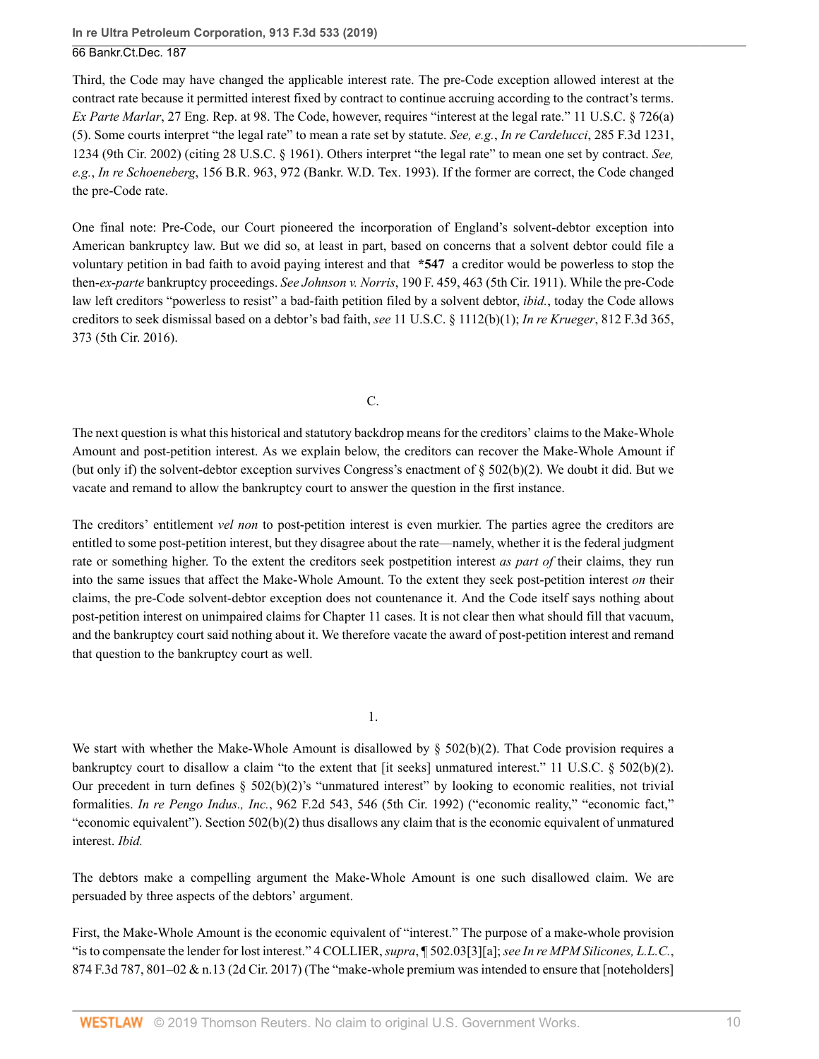Third, the Code may have changed the applicable interest rate. The pre-Code exception allowed interest at the contract rate because it permitted interest fixed by contract to continue accruing according to the contract's terms. *Ex Parte Marlar*, 27 Eng. Rep. at 98. The Code, however, requires "interest at the legal rate." 11 U.S.C. § 726(a)(5). Some courts interpret "the legal rate" to mean a rate set by statute. *See, e.g.*, *In re Cardelucci*, 285 F.3d 1231, 1234 (9th Cir. 2002) (citing 28 U.S.C. § 1961). Others interpret "the legal rate" to mean one set by contract. *See, e.g.*, *In re Schoeneberg*, 156 B.R. 963, 972 (Bankr. W.D. Tex. 1993). If the former are correct, the Code changed the pre-Code rate.

One final note: Pre-Code, our Court pioneered the incorporation of England's solvent-debtor exception into American bankruptcy law. But we did so, at least in part, based on concerns that a solvent debtor could file a voluntary petition in bad faith to avoid paying interest and that **\*547** a creditor would be powerless to stop the then-*ex-parte* bankruptcy proceedings. *See Johnson v. Norris*, 190 F. 459, 463 (5th Cir. 1911). While the pre-Code law left creditors "powerless to resist" a bad-faith petition filed by a solvent debtor, *ibid.*, today the Code allows creditors to seek dismissal based on a debtor's bad faith, *see* 11 U.S.C. § 1112(b)(1); *In re Krueger*, 812 F.3d 365, 373 (5th Cir. 2016).

### C.

The next question is what this historical and statutory backdrop means for the creditors' claims to the Make-Whole Amount and post-petition interest. As we explain below, the creditors can recover the Make-Whole Amount if (but only if) the solvent-debtor exception survives Congress's enactment of § 502(b)(2). We doubt it did. But we vacate and remand to allow the bankruptcy court to answer the question in the first instance.

The creditors' entitlement *vel non* to post-petition interest is even murkier. The parties agree the creditors are entitled to some post-petition interest, but they disagree about the rate—namely, whether it is the federal judgment rate or something higher. To the extent the creditors seek postpetition interest *as part of* their claims, they run into the same issues that affect the Make-Whole Amount. To the extent they seek post-petition interest *on* their claims, the pre-Code solvent-debtor exception does not countenance it. And the Code itself says nothing about post-petition interest on unimpaired claims for Chapter 11 cases. It is not clear then what should fill that vacuum, and the bankruptcy court said nothing about it. We therefore vacate the award of post-petition interest and remand that question to the bankruptcy court as well.

#### 1.

We start with whether the Make-Whole Amount is disallowed by § 502(b)(2). That Code provision requires a bankruptcy court to disallow a claim "to the extent that [it seeks] unmatured interest." 11 U.S.C. § 502(b)(2). Our precedent in turn defines § 502(b)(2)'s "unmatured interest" by looking to economic realities, not trivial formalities. *In re Pengo Indus., Inc.*, 962 F.2d 543, 546 (5th Cir. 1992) ("economic reality," "economic fact," "economic equivalent"). Section 502(b)(2) thus disallows any claim that is the economic equivalent of unmatured interest. *Ibid.*

The debtors make a compelling argument the Make-Whole Amount is one such disallowed claim. We are persuaded by three aspects of the debtors' argument.

First, the Make-Whole Amount is the economic equivalent of "interest." The purpose of a make-whole provision "is to compensate the lender for lost interest." 4 COLLIER, *supra*, ¶ 502.03[3][a]; *see In re MPM Silicones, L.L.C.*, 874 F.3d 787, 801–02 & n.13 (2d Cir. 2017) (The "make-whole premium was intended to ensure that [noteholders]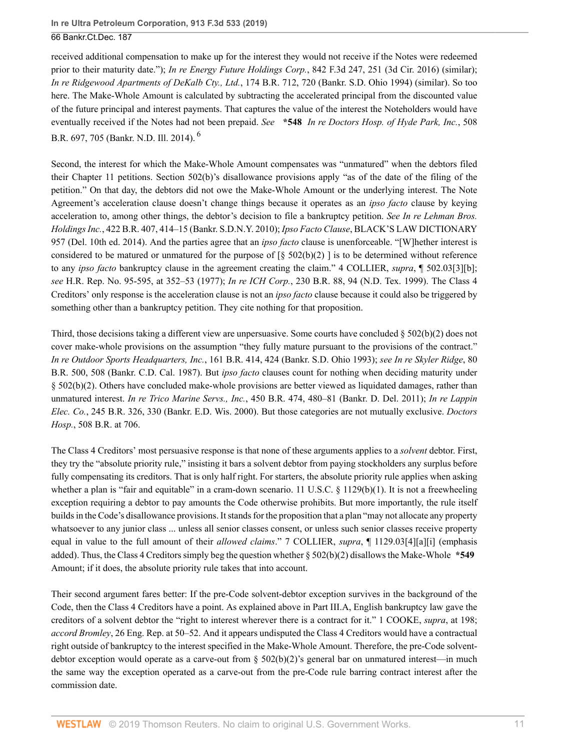received additional compensation to make up for the interest they would not receive if the Notes were redeemed prior to their maturity date."); *In re Energy Future Holdings Corp.*, 842 F.3d 247, 251 (3d Cir. 2016) (similar); *In re Ridgewood Apartments of DeKalb Cty., Ltd.*, 174 B.R. 712, 720 (Bankr. S.D. Ohio 1994) (similar). So too here. The Make-Whole Amount is calculated by subtracting the accelerated principal from the discounted value of the future principal and interest payments. That captures the value of the interest the Noteholders would have eventually received if the Notes had not been prepaid. *See* **\*548** *In re Doctors Hosp. of Hyde Park, Inc.*, 508 B.R. 697, 705 (Bankr. N.D. Ill. 2014). [6]

Second, the interest for which the Make-Whole Amount compensates was "unmatured" when the debtors filed their Chapter 11 petitions. Section 502(b)'s disallowance provisions apply "as of the date of the filing of the petition." On that day, the debtors did not owe the Make-Whole Amount or the underlying interest. The Note Agreement's acceleration clause doesn't change things because it operates as an *ipso facto* clause by keying acceleration to, among other things, the debtor's decision to file a bankruptcy petition. *See In re Lehman Bros. Holdings Inc.*, 422 B.R. 407, 414–15 (Bankr. S.D.N.Y. 2010); *Ipso Facto Clause*, BLACK'S LAW DICTIONARY 957 (Del. 10th ed. 2014). And the parties agree that an *ipso facto* clause is unenforceable. "[W]hether interest is considered to be matured or unmatured for the purpose of [§ 502(b)(2) ] is to be determined without reference to any *ipso facto* bankruptcy clause in the agreement creating the claim." 4 COLLIER, *supra*, ¶ 502.03[3][b]; *see* H.R. Rep. No. 95-595, at 352–53 (1977); *In re ICH Corp.*, 230 B.R. 88, 94 (N.D. Tex. 1999). The Class 4 Creditors' only response is the acceleration clause is not an *ipso facto* clause because it could also be triggered by something other than a bankruptcy petition. They cite nothing for that proposition.

Third, those decisions taking a different view are unpersuasive. Some courts have concluded § 502(b)(2) does not cover make-whole provisions on the assumption "they fully mature pursuant to the provisions of the contract." *In re Outdoor Sports Headquarters, Inc.*, 161 B.R. 414, 424 (Bankr. S.D. Ohio 1993); *see In re Skyler Ridge*, 80 B.R. 500, 508 (Bankr. C.D. Cal. 1987). But *ipso facto* clauses count for nothing when deciding maturity under § 502(b)(2). Others have concluded make-whole provisions are better viewed as liquidated damages, rather than unmatured interest. *In re Trico Marine Servs., Inc.*, 450 B.R. 474, 480–81 (Bankr. D. Del. 2011); *In re Lappin Elec. Co.*, 245 B.R. 326, 330 (Bankr. E.D. Wis. 2000). But those categories are not mutually exclusive. *Doctors Hosp.*, 508 B.R. at 706.

The Class 4 Creditors' most persuasive response is that none of these arguments applies to a *solvent* debtor. First, they try the "absolute priority rule," insisting it bars a solvent debtor from paying stockholders any surplus before fully compensating its creditors. That is only half right. For starters, the absolute priority rule applies when asking whether a plan is "fair and equitable" in a cram-down scenario. 11 U.S.C. § 1129(b)(1). It is not a freewheeling exception requiring a debtor to pay amounts the Code otherwise prohibits. But more importantly, the rule itself builds in the Code's disallowance provisions. It stands for the proposition that a plan "may not allocate any property whatsoever to any junior class ... unless all senior classes consent, or unless such senior classes receive property equal in value to the full amount of their *allowed claims*." 7 COLLIER, *supra*, ¶ 1129.03[4][a][i] (emphasis added). Thus, the Class 4 Creditors simply beg the question whether § 502(b)(2) disallows the Make-Whole **\*549** Amount; if it does, the absolute priority rule takes that into account.

Their second argument fares better: If the pre-Code solvent-debtor exception survives in the background of the Code, then the Class 4 Creditors have a point. As explained above in Part III.A, English bankruptcy law gave the creditors of a solvent debtor the "right to interest wherever there is a contract for it." 1 COOKE, *supra*, at 198; *accord Bromley*, 26 Eng. Rep. at 50–52. And it appears undisputed the Class 4 Creditors would have a contractual right outside of bankruptcy to the interest specified in the Make-Whole Amount. Therefore, the pre-Code solvent-debtor exception would operate as a carve-out from § 502(b)(2)'s general bar on unmatured interest—in much the same way the exception operated as a carve-out from the pre-Code rule barring contract interest after the commission date.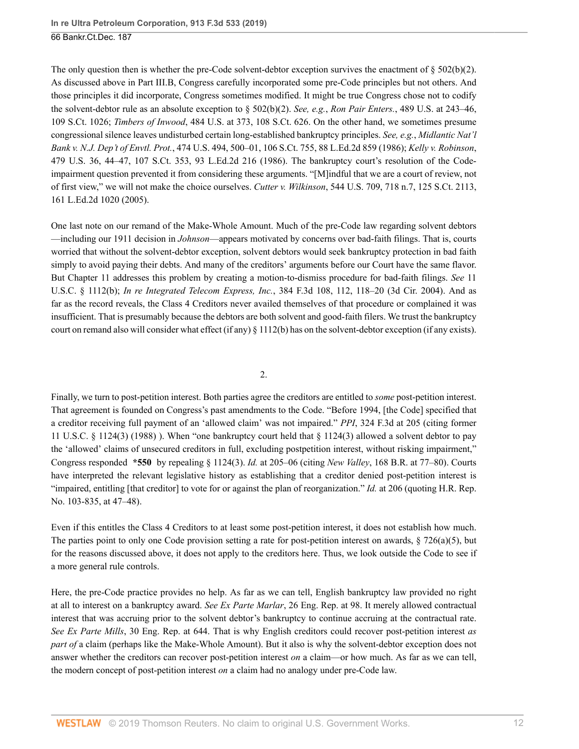The only question then is whether the pre-Code solvent-debtor exception survives the enactment of § 502(b)(2). As discussed above in Part III.B, Congress carefully incorporated some pre-Code principles but not others. And those principles it did incorporate, Congress sometimes modified. It might be true Congress chose not to codify the solvent-debtor rule as an absolute exception to § 502(b)(2). *See, e.g.*, *Ron Pair Enters.*, 489 U.S. at 243–46, 109 S.Ct. 1026; *Timbers of Inwood*, 484 U.S. at 373, 108 S.Ct. 626. On the other hand, we sometimes presume congressional silence leaves undisturbed certain long-established bankruptcy principles. *See, e.g.*, *Midlantic Nat'l Bank v. N.J. Dep't of Envtl. Prot.*, 474 U.S. 494, 500–01, 106 S.Ct. 755, 88 L.Ed.2d 859 (1986); *Kelly v. Robinson*, 479 U.S. 36, 44–47, 107 S.Ct. 353, 93 L.Ed.2d 216 (1986). The bankruptcy court's resolution of the Code-impairment question prevented it from considering these arguments. "[M]indful that we are a court of review, not of first view," we will not make the choice ourselves. *Cutter v. Wilkinson*, 544 U.S. 709, 718 n.7, 125 S.Ct. 2113, 161 L.Ed.2d 1020 (2005).

One last note on our remand of the Make-Whole Amount. Much of the pre-Code law regarding solvent debtors —including our 1911 decision in *Johnson*—appears motivated by concerns over bad-faith filings. That is, courts worried that without the solvent-debtor exception, solvent debtors would seek bankruptcy protection in bad faith simply to avoid paying their debts. And many of the creditors' arguments before our Court have the same flavor. But Chapter 11 addresses this problem by creating a motion-to-dismiss procedure for bad-faith filings. *See* 11 U.S.C. § 1112(b); *In re Integrated Telecom Express, Inc.*, 384 F.3d 108, 112, 118–20 (3d Cir. 2004). And as far as the record reveals, the Class 4 Creditors never availed themselves of that procedure or complained it was insufficient. That is presumably because the debtors are both solvent and good-faith filers. We trust the bankruptcy court on remand also will consider what effect (if any) § 1112(b) has on the solvent-debtor exception (if any exists).

2.

Finally, we turn to post-petition interest. Both parties agree the creditors are entitled to *some* post-petition interest. That agreement is founded on Congress's past amendments to the Code. "Before 1994, [the Code] specified that a creditor receiving full payment of an 'allowed claim' was not impaired." *PPI*, 324 F.3d at 205 (citing former 11 U.S.C. § 1124(3) (1988) ). When "one bankruptcy court held that § 1124(3) allowed a solvent debtor to pay the 'allowed' claims of unsecured creditors in full, excluding postpetition interest, without risking impairment," Congress responded **\*550** by repealing § 1124(3). *Id.* at 205–06 (citing *New Valley*, 168 B.R. at 77–80). Courts have interpreted the relevant legislative history as establishing that a creditor denied post-petition interest is "impaired, entitling [that creditor] to vote for or against the plan of reorganization." *Id.* at 206 (quoting H.R. Rep. No. 103-835, at 47–48).

Even if this entitles the Class 4 Creditors to at least some post-petition interest, it does not establish how much. The parties point to only one Code provision setting a rate for post-petition interest on awards, § 726(a)(5), but for the reasons discussed above, it does not apply to the creditors here. Thus, we look outside the Code to see if a more general rule controls.

Here, the pre-Code practice provides no help. As far as we can tell, English bankruptcy law provided no right at all to interest on a bankruptcy award. *See Ex Parte Marlar*, 26 Eng. Rep. at 98. It merely allowed contractual interest that was accruing prior to the solvent debtor's bankruptcy to continue accruing at the contractual rate. *See Ex Parte Mills*, 30 Eng. Rep. at 644. That is why English creditors could recover post-petition interest *as part of* a claim (perhaps like the Make-Whole Amount). But it also is why the solvent-debtor exception does not answer whether the creditors can recover post-petition interest *on* a claim—or how much. As far as we can tell, the modern concept of post-petition interest *on* a claim had no analogy under pre-Code law.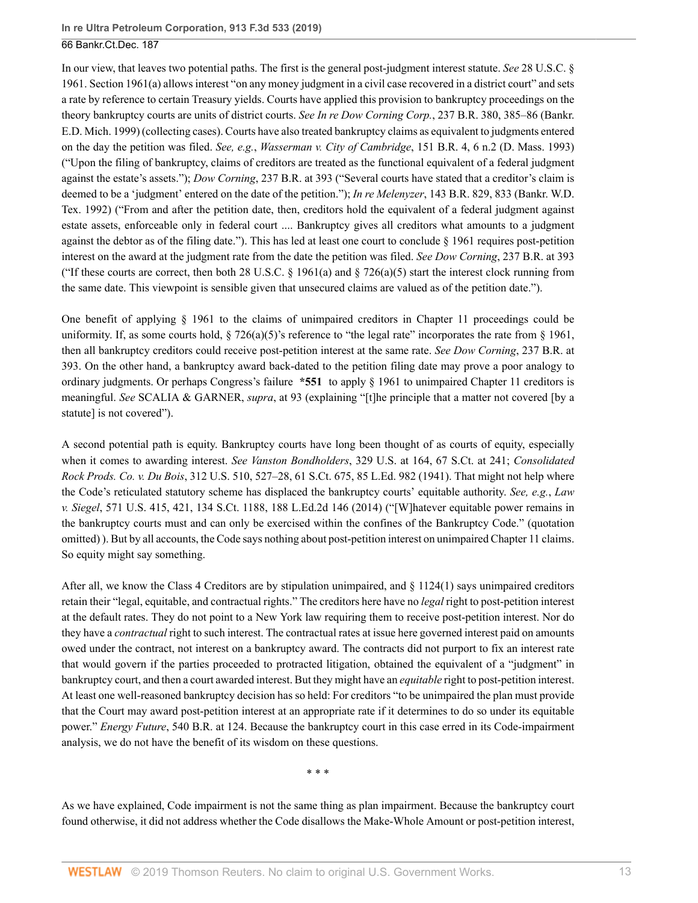In our view, that leaves two potential paths. The first is the general post-judgment interest statute. *See* 28 U.S.C. § 1961. Section 1961(a) allows interest "on any money judgment in a civil case recovered in a district court" and sets a rate by reference to certain Treasury yields. Courts have applied this provision to bankruptcy proceedings on the theory bankruptcy courts are units of district courts. *See In re Dow Corning Corp.*, 237 B.R. 380, 385–86 (Bankr. E.D. Mich. 1999) (collecting cases). Courts have also treated bankruptcy claims as equivalent to judgments entered on the day the petition was filed. *See, e.g.*, *Wasserman v. City of Cambridge*, 151 B.R. 4, 6 n.2 (D. Mass. 1993) ("Upon the filing of bankruptcy, claims of creditors are treated as the functional equivalent of a federal judgment against the estate's assets."); *Dow Corning*, 237 B.R. at 393 ("Several courts have stated that a creditor's claim is deemed to be a 'judgment' entered on the date of the petition."); *In re Melenyzer*, 143 B.R. 829, 833 (Bankr. W.D. Tex. 1992) ("From and after the petition date, then, creditors hold the equivalent of a federal judgment against estate assets, enforceable only in federal court .... Bankruptcy gives all creditors what amounts to a judgment against the debtor as of the filing date."). This has led at least one court to conclude § 1961 requires post-petition interest on the award at the judgment rate from the date the petition was filed. *See Dow Corning*, 237 B.R. at 393 ("If these courts are correct, then both 28 U.S.C. § 1961(a) and § 726(a)(5) start the interest clock running from the same date. This viewpoint is sensible given that unsecured claims are valued as of the petition date.").

One benefit of applying § 1961 to the claims of unimpaired creditors in Chapter 11 proceedings could be uniformity. If, as some courts hold, § 726(a)(5)'s reference to "the legal rate" incorporates the rate from § 1961, then all bankruptcy creditors could receive post-petition interest at the same rate. *See Dow Corning*, 237 B.R. at 393. On the other hand, a bankruptcy award back-dated to the petition filing date may prove a poor analogy to ordinary judgments. Or perhaps Congress's failure **\*551** to apply § 1961 to unimpaired Chapter 11 creditors is meaningful. *See* SCALIA & GARNER, *supra*, at 93 (explaining "[t]he principle that a matter not covered [by a statute] is not covered").

A second potential path is equity. Bankruptcy courts have long been thought of as courts of equity, especially when it comes to awarding interest. *See Vanston Bondholders*, 329 U.S. at 164, 67 S.Ct. at 241; *Consolidated Rock Prods. Co. v. Du Bois*, 312 U.S. 510, 527–28, 61 S.Ct. 675, 85 L.Ed. 982 (1941). That might not help where the Code's reticulated statutory scheme has displaced the bankruptcy courts' equitable authority. *See, e.g.*, *Law v. Siegel*, 571 U.S. 415, 421, 134 S.Ct. 1188, 188 L.Ed.2d 146 (2014) ("[W]hatever equitable power remains in the bankruptcy courts must and can only be exercised within the confines of the Bankruptcy Code." (quotation omitted) ). But by all accounts, the Code says nothing about post-petition interest on unimpaired Chapter 11 claims. So equity might say something.

After all, we know the Class 4 Creditors are by stipulation unimpaired, and § 1124(1) says unimpaired creditors retain their "legal, equitable, and contractual rights." The creditors here have no *legal* right to post-petition interest at the default rates. They do not point to a New York law requiring them to receive post-petition interest. Nor do they have a *contractual* right to such interest. The contractual rates at issue here governed interest paid on amounts owed under the contract, not interest on a bankruptcy award. The contracts did not purport to fix an interest rate that would govern if the parties proceeded to protracted litigation, obtained the equivalent of a "judgment" in bankruptcy court, and then a court awarded interest. But they might have an *equitable* right to post-petition interest. At least one well-reasoned bankruptcy decision has so held: For creditors "to be unimpaired the plan must provide that the Court may award post-petition interest at an appropriate rate if it determines to do so under its equitable power." *Energy Future*, 540 B.R. at 124. Because the bankruptcy court in this case erred in its Code-impairment analysis, we do not have the benefit of its wisdom on these questions.

\* \* \*

As we have explained, Code impairment is not the same thing as plan impairment. Because the bankruptcy court found otherwise, it did not address whether the Code disallows the Make-Whole Amount or post-petition interest,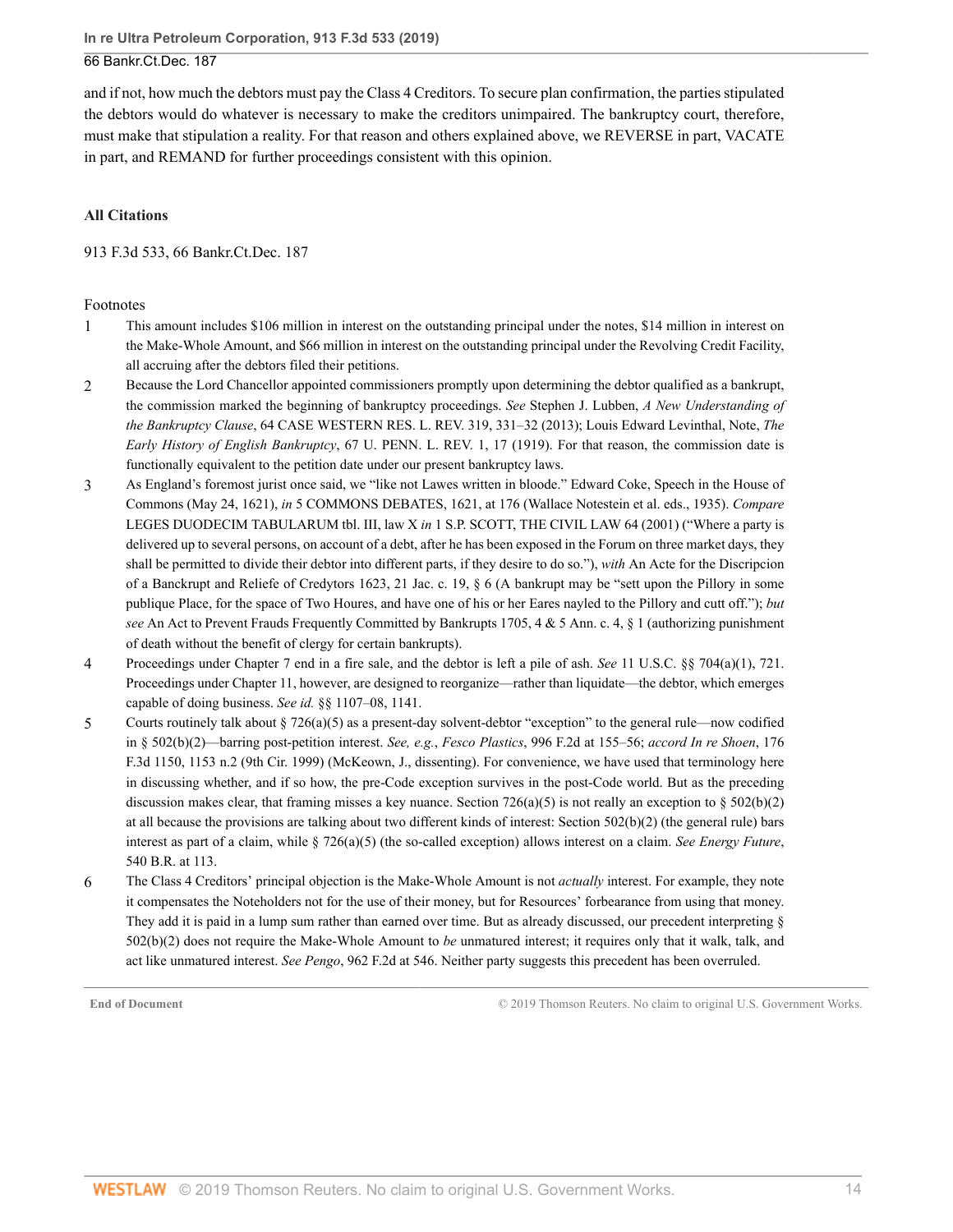and if not, how much the debtors must pay the Class 4 Creditors. To secure plan confirmation, the parties stipulated the debtors would do whatever is necessary to make the creditors unimpaired. The bankruptcy court, therefore, must make that stipulation a reality. For that reason and others explained above, we REVERSE in part, VACATE in part, and REMAND for further proceedings consistent with this opinion.

**All Citations**

913 F.3d 533, 66 Bankr.Ct.Dec. 187

Footnotes

1. This amount includes $106 million in interest on the outstanding principal under the notes, $14 million in interest on the Make-Whole Amount, and $66 million in interest on the outstanding principal under the Revolving Credit Facility, all accruing after the debtors filed their petitions.
2. Because the Lord Chancellor appointed commissioners promptly upon determining the debtor qualified as a bankrupt, the commission marked the beginning of bankruptcy proceedings. *See* Stephen J. Lubben, *A New Understanding of the Bankruptcy Clause*, 64 CASE WESTERN RES. L. REV. 319, 331–32 (2013); Louis Edward Levinthal, Note, *The Early History of English Bankruptcy*, 67 U. PENN. L. REV. 1, 17 (1919). For that reason, the commission date is functionally equivalent to the petition date under our present bankruptcy laws.
3. As England's foremost jurist once said, we "like not Lawes written in bloode." Edward Coke, Speech in the House of Commons (May 24, 1621), *in* 5 COMMONS DEBATES, 1621, at 176 (Wallace Notestein et al. eds., 1935). *Compare* LEGES DUODECIM TABULARUM tbl. III, law X *in* 1 S.P. SCOTT, THE CIVIL LAW 64 (2001) ("Where a party is delivered up to several persons, on account of a debt, after he has been exposed in the Forum on three market days, they shall be permitted to divide their debtor into different parts, if they desire to do so."), *with* An Acte for the Discripcion of a Banckrupt and Reliefe of Credytors 1623, 21 Jac. c. 19, § 6 (A bankrupt may be "sett upon the Pillory in some publique Place, for the space of Two Houres, and have one of his or her Eares nayled to the Pillory and cutt off."); *but see* An Act to Prevent Frauds Frequently Committed by Bankrupts 1705, 4 & 5 Ann. c. 4, § 1 (authorizing punishment of death without the benefit of clergy for certain bankrupts).
4. Proceedings under Chapter 7 end in a fire sale, and the debtor is left a pile of ash. *See* 11 U.S.C. §§ 704(a)(1), 721. Proceedings under Chapter 11, however, are designed to reorganize—rather than liquidate—the debtor, which emerges capable of doing business. *See id.* §§ 1107–08, 1141.
5. Courts routinely talk about § 726(a)(5) as a present-day solvent-debtor "exception" to the general rule—now codified in § 502(b)(2)—barring post-petition interest. *See, e.g.*, *Fesco Plastics*, 996 F.2d at 155–56; *accord In re Shoen*, 176 F.3d 1150, 1153 n.2 (9th Cir. 1999) (McKeown, J., dissenting). For convenience, we have used that terminology here in discussing whether, and if so how, the pre-Code exception survives in the post-Code world. But as the preceding discussion makes clear, that framing misses a key nuance. Section 726(a)(5) is not really an exception to § 502(b)(2) at all because the provisions are talking about two different kinds of interest: Section 502(b)(2) (the general rule) bars interest as part of a claim, while § 726(a)(5) (the so-called exception) allows interest on a claim. *See Energy Future*, 540 B.R. at 113.
6. The Class 4 Creditors' principal objection is the Make-Whole Amount is not *actually* interest. For example, they note it compensates the Noteholders not for the use of their money, but for Resources' forbearance from using that money. They add it is paid in a lump sum rather than earned over time. But as already discussed, our precedent interpreting § 502(b)(2) does not require the Make-Whole Amount to *be* unmatured interest; it requires only that it walk, talk, and act like unmatured interest. *See Pengo*, 962 F.2d at 546. Neither party suggests this precedent has been overruled.

**End of Document** © 2019 Thomson Reuters. No claim to original U.S. Government Works.